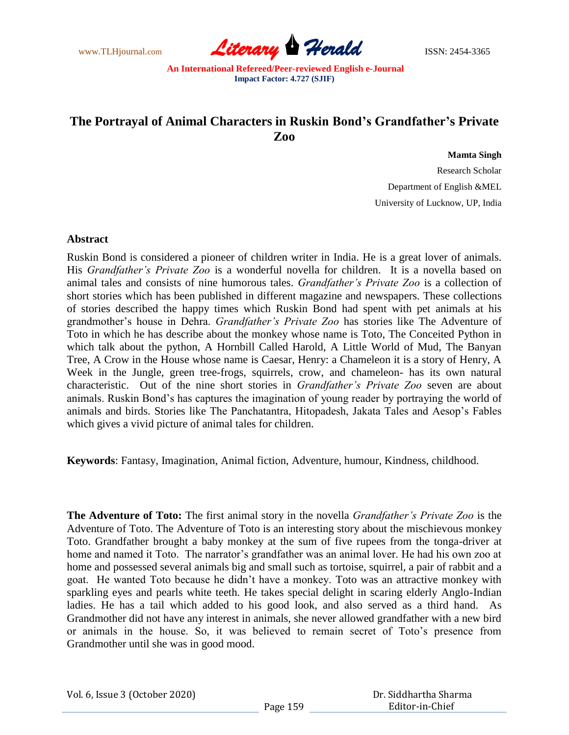# The Portrayal of Animal Characters in Ruskin Bond's Grandfather's Private Zoo

**Mamta Singh**

Research Scholar

Department of English &MEL

University of Lucknow, UP, India

## Abstract

Ruskin Bond is considered a pioneer of children writer in India. He is a great lover of animals. His *Grandfather's Private Zoo* is a wonderful novella for children. It is a novella based on animal tales and consists of nine humorous tales. *Grandfather's Private Zoo* is a collection of short stories which has been published in different magazine and newspapers. These collections of stories described the happy times which Ruskin Bond had spent with pet animals at his grandmother's house in Dehra. *Grandfather's Private Zoo* has stories like The Adventure of Toto in which he has describe about the monkey whose name is Toto, The Conceited Python in which talk about the python, A Hornbill Called Harold, A Little World of Mud, The Banyan Tree, A Crow in the House whose name is Caesar, Henry: a Chameleon it is a story of Henry, A Week in the Jungle, green tree-frogs, squirrels, crow, and chameleon- has its own natural characteristic. Out of the nine short stories in *Grandfather's Private Zoo* seven are about animals. Ruskin Bond's has captures the imagination of young reader by portraying the world of animals and birds. Stories like The Panchatantra, Hitopadesh, Jakata Tales and Aesop's Fables which gives a vivid picture of animal tales for children.

**Keywords**: Fantasy, Imagination, Animal fiction, Adventure, humour, Kindness, childhood.

**The Adventure of Toto:** The first animal story in the novella *Grandfather's Private Zoo* is the Adventure of Toto. The Adventure of Toto is an interesting story about the mischievous monkey Toto. Grandfather brought a baby monkey at the sum of five rupees from the tonga-driver at home and named it Toto. The narrator's grandfather was an animal lover. He had his own zoo at home and possessed several animals big and small such as tortoise, squirrel, a pair of rabbit and a goat. He wanted Toto because he didn't have a monkey. Toto was an attractive monkey with sparkling eyes and pearls white teeth. He takes special delight in scaring elderly Anglo-Indian ladies. He has a tail which added to his good look, and also served as a third hand. As Grandmother did not have any interest in animals, she never allowed grandfather with a new bird or animals in the house. So, it was believed to remain secret of Toto's presence from Grandmother until she was in good mood.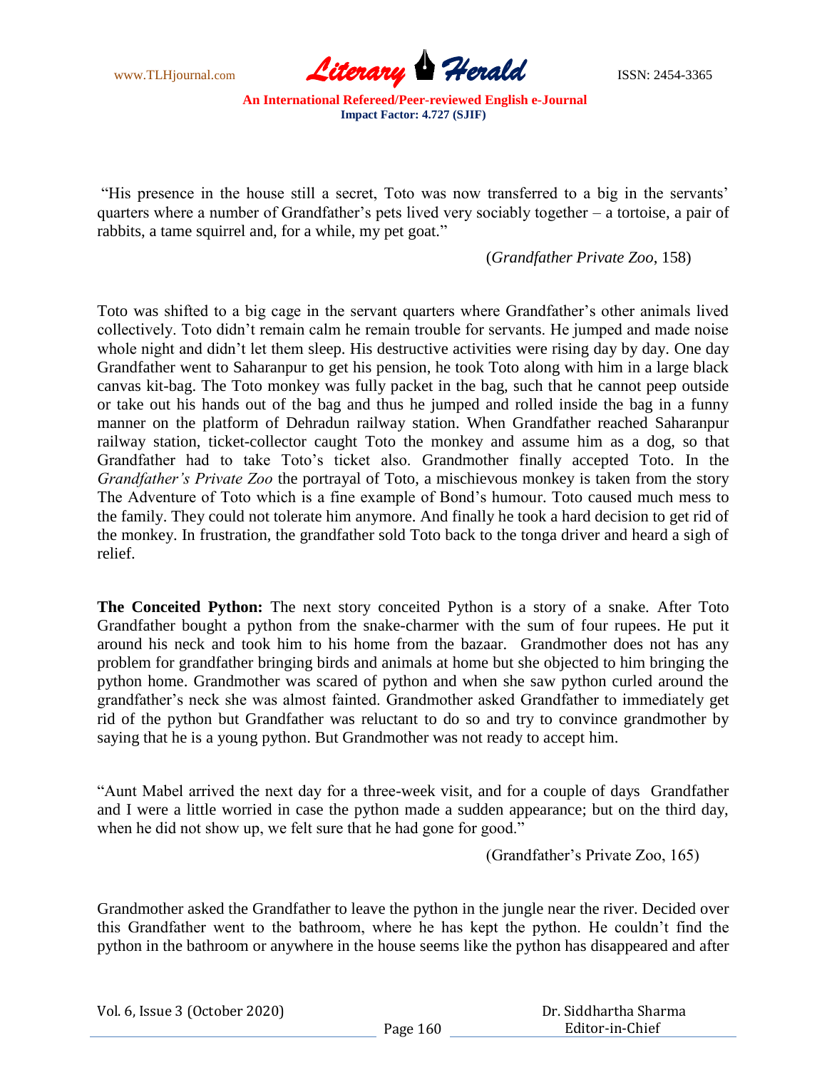"His presence in the house still a secret, Toto was now transferred to a big in the servants' quarters where a number of Grandfather's pets lived very sociably together – a tortoise, a pair of rabbits, a tame squirrel and, for a while, my pet goat."

(*Grandfather Private Zoo*, 158)

Toto was shifted to a big cage in the servant quarters where Grandfather's other animals lived collectively. Toto didn't remain calm he remain trouble for servants. He jumped and made noise whole night and didn't let them sleep. His destructive activities were rising day by day. One day Grandfather went to Saharanpur to get his pension, he took Toto along with him in a large black canvas kit-bag. The Toto monkey was fully packet in the bag, such that he cannot peep outside or take out his hands out of the bag and thus he jumped and rolled inside the bag in a funny manner on the platform of Dehradun railway station. When Grandfather reached Saharanpur railway station, ticket-collector caught Toto the monkey and assume him as a dog, so that Grandfather had to take Toto's ticket also. Grandmother finally accepted Toto. In the *Grandfather's Private Zoo* the portrayal of Toto, a mischievous monkey is taken from the story The Adventure of Toto which is a fine example of Bond's humour. Toto caused much mess to the family. They could not tolerate him anymore. And finally he took a hard decision to get rid of the monkey. In frustration, the grandfather sold Toto back to the tonga driver and heard a sigh of relief.

**The Conceited Python:** The next story conceited Python is a story of a snake. After Toto Grandfather bought a python from the snake-charmer with the sum of four rupees. He put it around his neck and took him to his home from the bazaar. Grandmother does not has any problem for grandfather bringing birds and animals at home but she objected to him bringing the python home. Grandmother was scared of python and when she saw python curled around the grandfather's neck she was almost fainted. Grandmother asked Grandfather to immediately get rid of the python but Grandfather was reluctant to do so and try to convince grandmother by saying that he is a young python. But Grandmother was not ready to accept him.

"Aunt Mabel arrived the next day for a three-week visit, and for a couple of days Grandfather and I were a little worried in case the python made a sudden appearance; but on the third day, when he did not show up, we felt sure that he had gone for good."

(Grandfather's Private Zoo, 165)

Grandmother asked the Grandfather to leave the python in the jungle near the river. Decided over this Grandfather went to the bathroom, where he has kept the python. He couldn't find the python in the bathroom or anywhere in the house seems like the python has disappeared and after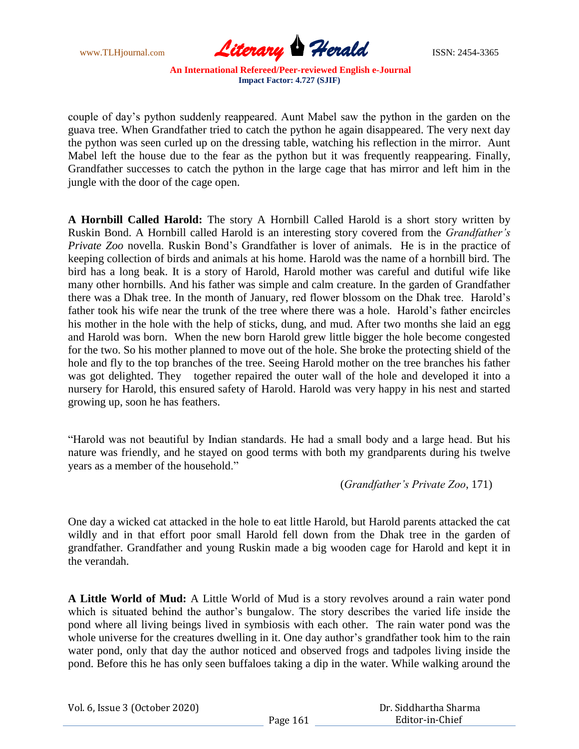couple of day's python suddenly reappeared. Aunt Mabel saw the python in the garden on the guava tree. When Grandfather tried to catch the python he again disappeared. The very next day the python was seen curled up on the dressing table, watching his reflection in the mirror. Aunt Mabel left the house due to the fear as the python but it was frequently reappearing. Finally, Grandfather successes to catch the python in the large cage that has mirror and left him in the jungle with the door of the cage open.

**A Hornbill Called Harold:** The story A Hornbill Called Harold is a short story written by Ruskin Bond. A Hornbill called Harold is an interesting story covered from the *Grandfather's Private Zoo* novella. Ruskin Bond's Grandfather is lover of animals. He is in the practice of keeping collection of birds and animals at his home. Harold was the name of a hornbill bird. The bird has a long beak. It is a story of Harold, Harold mother was careful and dutiful wife like many other hornbills. And his father was simple and calm creature. In the garden of Grandfather there was a Dhak tree. In the month of January, red flower blossom on the Dhak tree. Harold's father took his wife near the trunk of the tree where there was a hole. Harold's father encircles his mother in the hole with the help of sticks, dung, and mud. After two months she laid an egg and Harold was born. When the new born Harold grew little bigger the hole become congested for the two. So his mother planned to move out of the hole. She broke the protecting shield of the hole and fly to the top branches of the tree. Seeing Harold mother on the tree branches his father was got delighted. They together repaired the outer wall of the hole and developed it into a nursery for Harold, this ensured safety of Harold. Harold was very happy in his nest and started growing up, soon he has feathers.

"Harold was not beautiful by Indian standards. He had a small body and a large head. But his nature was friendly, and he stayed on good terms with both my grandparents during his twelve years as a member of the household."

(*Grandfather's Private Zoo*, 171)

One day a wicked cat attacked in the hole to eat little Harold, but Harold parents attacked the cat wildly and in that effort poor small Harold fell down from the Dhak tree in the garden of grandfather. Grandfather and young Ruskin made a big wooden cage for Harold and kept it in the verandah.

**A Little World of Mud:** A Little World of Mud is a story revolves around a rain water pond which is situated behind the author's bungalow. The story describes the varied life inside the pond where all living beings lived in symbiosis with each other. The rain water pond was the whole universe for the creatures dwelling in it. One day author's grandfather took him to the rain water pond, only that day the author noticed and observed frogs and tadpoles living inside the pond. Before this he has only seen buffaloes taking a dip in the water. While walking around the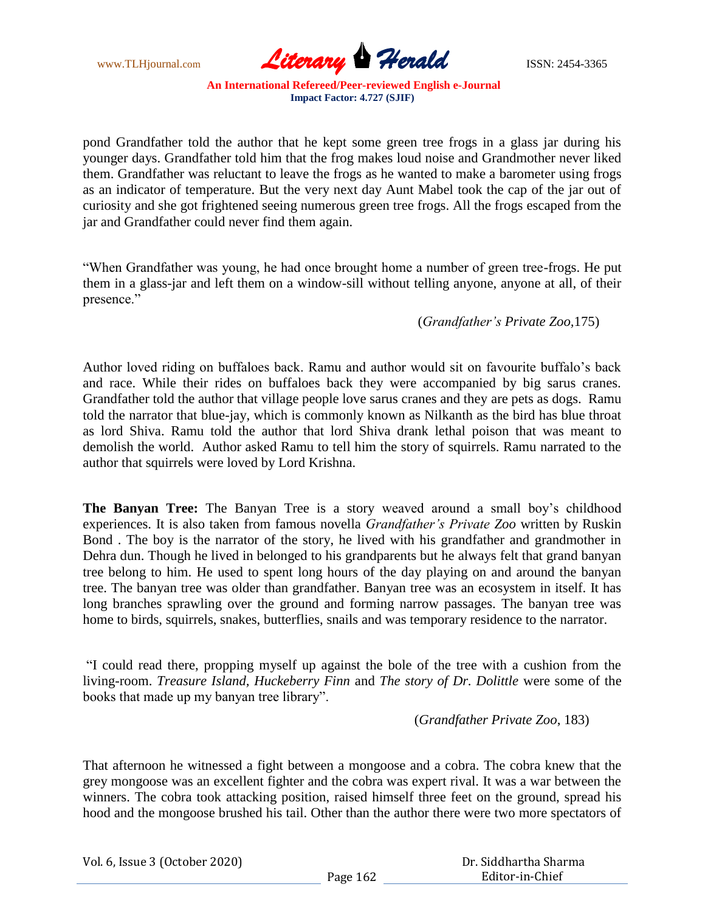pond Grandfather told the author that he kept some green tree frogs in a glass jar during his younger days. Grandfather told him that the frog makes loud noise and Grandmother never liked them. Grandfather was reluctant to leave the frogs as he wanted to make a barometer using frogs as an indicator of temperature. But the very next day Aunt Mabel took the cap of the jar out of curiosity and she got frightened seeing numerous green tree frogs. All the frogs escaped from the jar and Grandfather could never find them again.

"When Grandfather was young, he had once brought home a number of green tree-frogs. He put them in a glass-jar and left them on a window-sill without telling anyone, anyone at all, of their presence."

(*Grandfather's Private Zoo*,175)

Author loved riding on buffaloes back. Ramu and author would sit on favourite buffalo's back and race. While their rides on buffaloes back they were accompanied by big sarus cranes. Grandfather told the author that village people love sarus cranes and they are pets as dogs. Ramu told the narrator that blue-jay, which is commonly known as Nilkanth as the bird has blue throat as lord Shiva. Ramu told the author that lord Shiva drank lethal poison that was meant to demolish the world. Author asked Ramu to tell him the story of squirrels. Ramu narrated to the author that squirrels were loved by Lord Krishna.

**The Banyan Tree:** The Banyan Tree is a story weaved around a small boy's childhood experiences. It is also taken from famous novella *Grandfather's Private Zoo* written by Ruskin Bond . The boy is the narrator of the story, he lived with his grandfather and grandmother in Dehra dun. Though he lived in belonged to his grandparents but he always felt that grand banyan tree belong to him. He used to spent long hours of the day playing on and around the banyan tree. The banyan tree was older than grandfather. Banyan tree was an ecosystem in itself. It has long branches sprawling over the ground and forming narrow passages. The banyan tree was home to birds, squirrels, snakes, butterflies, snails and was temporary residence to the narrator.

"I could read there, propping myself up against the bole of the tree with a cushion from the living-room. *Treasure Island, Huckeberry Finn* and *The story of Dr. Dolittle* were some of the books that made up my banyan tree library".

(*Grandfather Private Zoo*, 183)

That afternoon he witnessed a fight between a mongoose and a cobra. The cobra knew that the grey mongoose was an excellent fighter and the cobra was expert rival. It was a war between the winners. The cobra took attacking position, raised himself three feet on the ground, spread his hood and the mongoose brushed his tail. Other than the author there were two more spectators of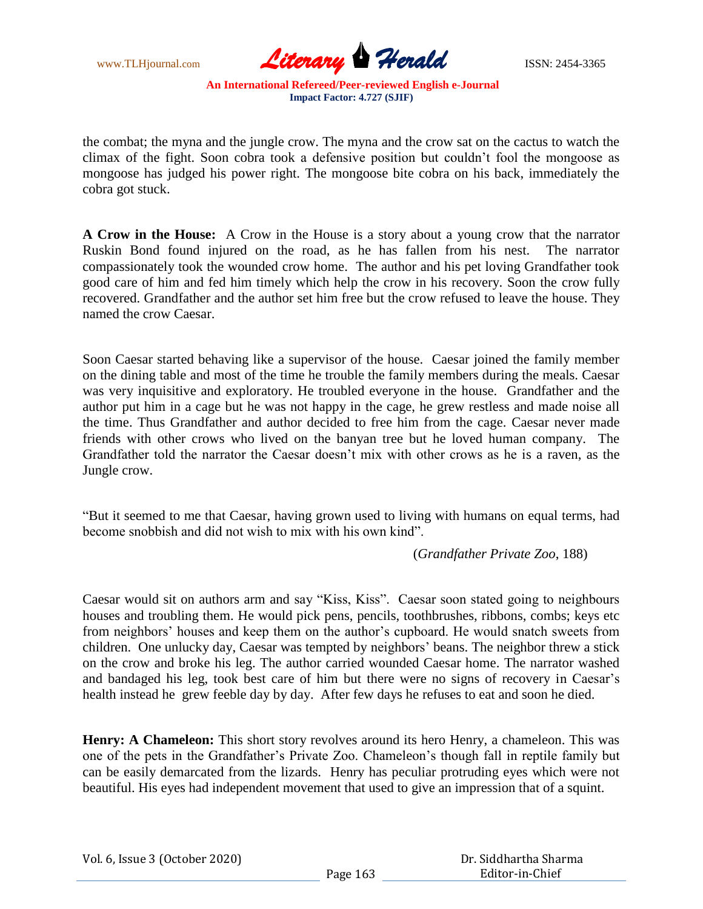the combat; the myna and the jungle crow. The myna and the crow sat on the cactus to watch the climax of the fight. Soon cobra took a defensive position but couldn't fool the mongoose as mongoose has judged his power right. The mongoose bite cobra on his back, immediately the cobra got stuck.

**A Crow in the House:** A Crow in the House is a story about a young crow that the narrator Ruskin Bond found injured on the road, as he has fallen from his nest. The narrator compassionately took the wounded crow home. The author and his pet loving Grandfather took good care of him and fed him timely which help the crow in his recovery. Soon the crow fully recovered. Grandfather and the author set him free but the crow refused to leave the house. They named the crow Caesar.

Soon Caesar started behaving like a supervisor of the house. Caesar joined the family member on the dining table and most of the time he trouble the family members during the meals. Caesar was very inquisitive and exploratory. He troubled everyone in the house. Grandfather and the author put him in a cage but he was not happy in the cage, he grew restless and made noise all the time. Thus Grandfather and author decided to free him from the cage. Caesar never made friends with other crows who lived on the banyan tree but he loved human company. The Grandfather told the narrator the Caesar doesn't mix with other crows as he is a raven, as the Jungle crow.

"But it seemed to me that Caesar, having grown used to living with humans on equal terms, had become snobbish and did not wish to mix with his own kind".

(*Grandfather Private Zoo*, 188)

Caesar would sit on authors arm and say "Kiss, Kiss". Caesar soon stated going to neighbours houses and troubling them. He would pick pens, pencils, toothbrushes, ribbons, combs; keys etc from neighbors' houses and keep them on the author's cupboard. He would snatch sweets from children. One unlucky day, Caesar was tempted by neighbors' beans. The neighbor threw a stick on the crow and broke his leg. The author carried wounded Caesar home. The narrator washed and bandaged his leg, took best care of him but there were no signs of recovery in Caesar's health instead he grew feeble day by day. After few days he refuses to eat and soon he died.

**Henry: A Chameleon:** This short story revolves around its hero Henry, a chameleon. This was one of the pets in the Grandfather's Private Zoo. Chameleon's though fall in reptile family but can be easily demarcated from the lizards. Henry has peculiar protruding eyes which were not beautiful. His eyes had independent movement that used to give an impression that of a squint.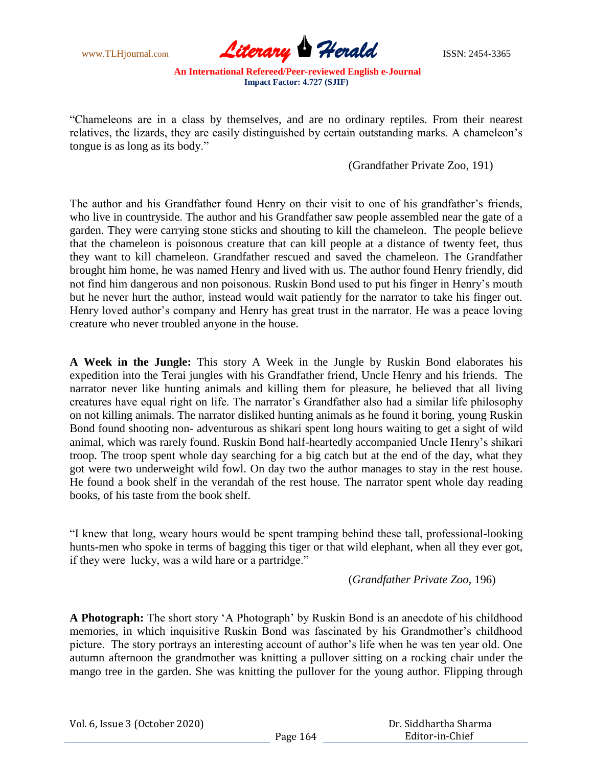"Chameleons are in a class by themselves, and are no ordinary reptiles. From their nearest relatives, the lizards, they are easily distinguished by certain outstanding marks. A chameleon's tongue is as long as its body."

(Grandfather Private Zoo, 191)

The author and his Grandfather found Henry on their visit to one of his grandfather's friends, who live in countryside. The author and his Grandfather saw people assembled near the gate of a garden. They were carrying stone sticks and shouting to kill the chameleon. The people believe that the chameleon is poisonous creature that can kill people at a distance of twenty feet, thus they want to kill chameleon. Grandfather rescued and saved the chameleon. The Grandfather brought him home, he was named Henry and lived with us. The author found Henry friendly, did not find him dangerous and non poisonous. Ruskin Bond used to put his finger in Henry's mouth but he never hurt the author, instead would wait patiently for the narrator to take his finger out. Henry loved author's company and Henry has great trust in the narrator. He was a peace loving creature who never troubled anyone in the house.

**A Week in the Jungle:** This story A Week in the Jungle by Ruskin Bond elaborates his expedition into the Terai jungles with his Grandfather friend, Uncle Henry and his friends. The narrator never like hunting animals and killing them for pleasure, he believed that all living creatures have equal right on life. The narrator's Grandfather also had a similar life philosophy on not killing animals. The narrator disliked hunting animals as he found it boring, young Ruskin Bond found shooting non- adventurous as shikari spent long hours waiting to get a sight of wild animal, which was rarely found. Ruskin Bond half-heartedly accompanied Uncle Henry's shikari troop. The troop spent whole day searching for a big catch but at the end of the day, what they got were two underweight wild fowl. On day two the author manages to stay in the rest house. He found a book shelf in the verandah of the rest house. The narrator spent whole day reading books, of his taste from the book shelf.

"I knew that long, weary hours would be spent tramping behind these tall, professional-looking hunts-men who spoke in terms of bagging this tiger or that wild elephant, when all they ever got, if they were lucky, was a wild hare or a partridge."

(*Grandfather Private Zoo,* 196)

**A Photograph:** The short story 'A Photograph' by Ruskin Bond is an anecdote of his childhood memories, in which inquisitive Ruskin Bond was fascinated by his Grandmother's childhood picture. The story portrays an interesting account of author's life when he was ten year old. One autumn afternoon the grandmother was knitting a pullover sitting on a rocking chair under the mango tree in the garden. She was knitting the pullover for the young author. Flipping through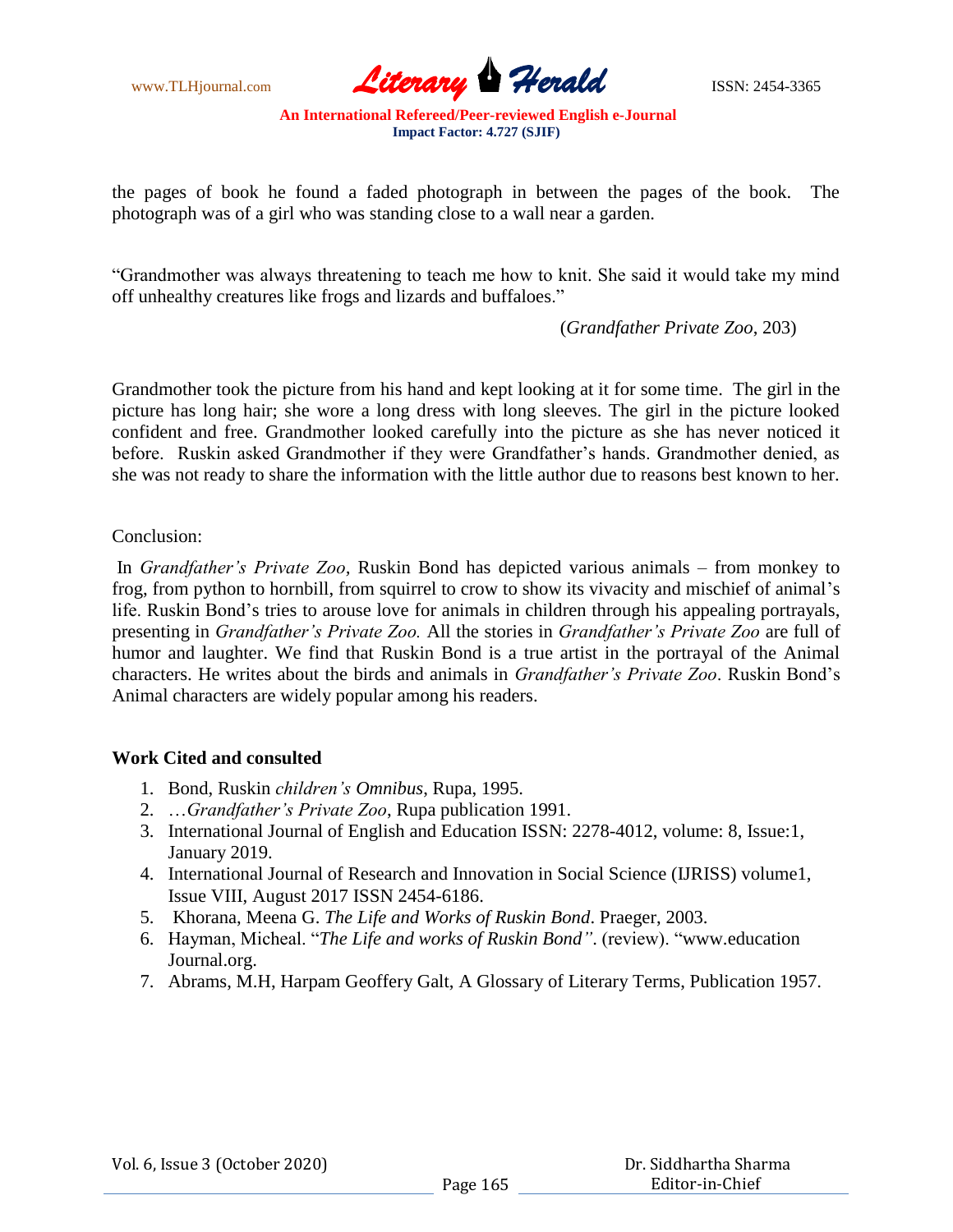the pages of book he found a faded photograph in between the pages of the book. The photograph was of a girl who was standing close to a wall near a garden.

"Grandmother was always threatening to teach me how to knit. She said it would take my mind off unhealthy creatures like frogs and lizards and buffaloes."

(*Grandfather Private Zoo*, 203)

Grandmother took the picture from his hand and kept looking at it for some time. The girl in the picture has long hair; she wore a long dress with long sleeves. The girl in the picture looked confident and free. Grandmother looked carefully into the picture as she has never noticed it before. Ruskin asked Grandmother if they were Grandfather's hands. Grandmother denied, as she was not ready to share the information with the little author due to reasons best known to her.

Conclusion:

In *Grandfather's Private Zoo*, Ruskin Bond has depicted various animals – from monkey to frog, from python to hornbill, from squirrel to crow to show its vivacity and mischief of animal's life. Ruskin Bond's tries to arouse love for animals in children through his appealing portrayals, presenting in *Grandfather's Private Zoo.* All the stories in *Grandfather's Private Zoo* are full of humor and laughter. We find that Ruskin Bond is a true artist in the portrayal of the Animal characters. He writes about the birds and animals in *Grandfather's Private Zoo*. Ruskin Bond's Animal characters are widely popular among his readers.

**Work Cited and consulted**

1. Bond, Ruskin *children's Omnibus*, Rupa, 1995.
2. …*Grandfather's Private Zoo*, Rupa publication 1991.
3. International Journal of English and Education ISSN: 2278-4012, volume: 8, Issue:1, January 2019.
4. International Journal of Research and Innovation in Social Science (IJRISS) volume1, Issue VIII, August 2017 ISSN 2454-6186.
5. Khorana, Meena G. *The Life and Works of Ruskin Bond*. Praeger, 2003.
6. Hayman, Micheal. "*The Life and works of Ruskin Bond"*. (review). "www.education Journal.org.
7. Abrams, M.H, Harpam Geoffery Galt, A Glossary of Literary Terms, Publication 1957.